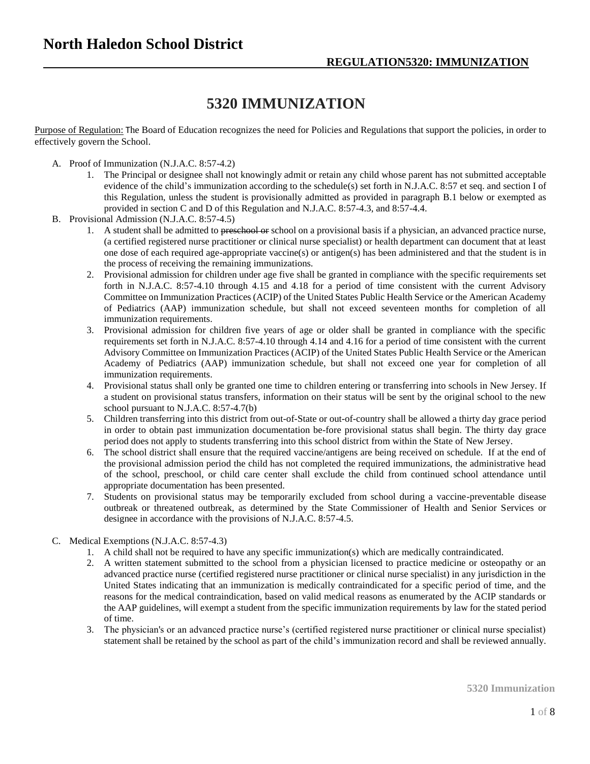# North Haledon School District

**REGULATION5320: IMMUNIZATION**

## 5320 IMMUNIZATION

Purpose of Regulation: The Board of Education recognizes the need for Policies and Regulations that support the policies, in order to effectively govern the School.

A. Proof of Immunization (N.J.A.C. 8:57-4.2)
   1. The Principal or designee shall not knowingly admit or retain any child whose parent has not submitted acceptable evidence of the child's immunization according to the schedule(s) set forth in N.J.A.C. 8:57 et seq. and section I of this Regulation, unless the student is provisionally admitted as provided in paragraph B.1 below or exempted as provided in section C and D of this Regulation and N.J.A.C. 8:57-4.3, and 8:57-4.4.

B. Provisional Admission (N.J.A.C. 8:57-4.5)
   1. A student shall be admitted to ~~preschool or~~ school on a provisional basis if a physician, an advanced practice nurse, (a certified registered nurse practitioner or clinical nurse specialist) or health department can document that at least one dose of each required age-appropriate vaccine(s) or antigen(s) has been administered and that the student is in the process of receiving the remaining immunizations.
   2. Provisional admission for children under age five shall be granted in compliance with the specific requirements set forth in N.J.A.C. 8:57-4.10 through 4.15 and 4.18 for a period of time consistent with the current Advisory Committee on Immunization Practices (ACIP) of the United States Public Health Service or the American Academy of Pediatrics (AAP) immunization schedule, but shall not exceed seventeen months for completion of all immunization requirements.
   3. Provisional admission for children five years of age or older shall be granted in compliance with the specific requirements set forth in N.J.A.C. 8:57-4.10 through 4.14 and 4.16 for a period of time consistent with the current Advisory Committee on Immunization Practices (ACIP) of the United States Public Health Service or the American Academy of Pediatrics (AAP) immunization schedule, but shall not exceed one year for completion of all immunization requirements.
   4. Provisional status shall only be granted one time to children entering or transferring into schools in New Jersey. If a student on provisional status transfers, information on their status will be sent by the original school to the new school pursuant to N.J.A.C. 8:57-4.7(b)
   5. Children transferring into this district from out-of-State or out-of-country shall be allowed a thirty day grace period in order to obtain past immunization documentation be-fore provisional status shall begin. The thirty day grace period does not apply to students transferring into this school district from within the State of New Jersey.
   6. The school district shall ensure that the required vaccine/antigens are being received on schedule. If at the end of the provisional admission period the child has not completed the required immunizations, the administrative head of the school, preschool, or child care center shall exclude the child from continued school attendance until appropriate documentation has been presented.
   7. Students on provisional status may be temporarily excluded from school during a vaccine-preventable disease outbreak or threatened outbreak, as determined by the State Commissioner of Health and Senior Services or designee in accordance with the provisions of N.J.A.C. 8:57-4.5.

C. Medical Exemptions (N.J.A.C. 8:57-4.3)
   1. A child shall not be required to have any specific immunization(s) which are medically contraindicated.
   2. A written statement submitted to the school from a physician licensed to practice medicine or osteopathy or an advanced practice nurse (certified registered nurse practitioner or clinical nurse specialist) in any jurisdiction in the United States indicating that an immunization is medically contraindicated for a specific period of time, and the reasons for the medical contraindication, based on valid medical reasons as enumerated by the ACIP standards or the AAP guidelines, will exempt a student from the specific immunization requirements by law for the stated period of time.
   3. The physician's or an advanced practice nurse's (certified registered nurse practitioner or clinical nurse specialist) statement shall be retained by the school as part of the child's immunization record and shall be reviewed annually.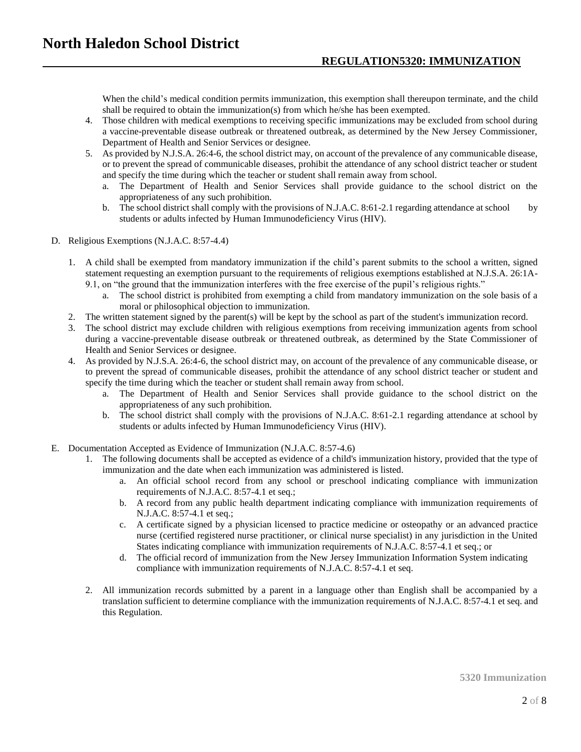When the child's medical condition permits immunization, this exemption shall thereupon terminate, and the child shall be required to obtain the immunization(s) from which he/she has been exempted.

4. Those children with medical exemptions to receiving specific immunizations may be excluded from school during a vaccine-preventable disease outbreak or threatened outbreak, as determined by the New Jersey Commissioner, Department of Health and Senior Services or designee.
5. As provided by N.J.S.A. 26:4-6, the school district may, on account of the prevalence of any communicable disease, or to prevent the spread of communicable diseases, prohibit the attendance of any school district teacher or student and specify the time during which the teacher or student shall remain away from school.
   a. The Department of Health and Senior Services shall provide guidance to the school district on the appropriateness of any such prohibition.
   b. The school district shall comply with the provisions of N.J.A.C. 8:61-2.1 regarding attendance at school by students or adults infected by Human Immunodeficiency Virus (HIV).

D. Religious Exemptions (N.J.A.C. 8:57-4.4)

1. A child shall be exempted from mandatory immunization if the child's parent submits to the school a written, signed statement requesting an exemption pursuant to the requirements of religious exemptions established at N.J.S.A. 26:1A-9.1, on "the ground that the immunization interferes with the free exercise of the pupil's religious rights."
   a. The school district is prohibited from exempting a child from mandatory immunization on the sole basis of a moral or philosophical objection to immunization.
2. The written statement signed by the parent(s) will be kept by the school as part of the student's immunization record.
3. The school district may exclude children with religious exemptions from receiving immunization agents from school during a vaccine-preventable disease outbreak or threatened outbreak, as determined by the State Commissioner of Health and Senior Services or designee.
4. As provided by N.J.S.A. 26:4-6, the school district may, on account of the prevalence of any communicable disease, or to prevent the spread of communicable diseases, prohibit the attendance of any school district teacher or student and specify the time during which the teacher or student shall remain away from school.
   a. The Department of Health and Senior Services shall provide guidance to the school district on the appropriateness of any such prohibition.
   b. The school district shall comply with the provisions of N.J.A.C. 8:61-2.1 regarding attendance at school by students or adults infected by Human Immunodeficiency Virus (HIV).

E. Documentation Accepted as Evidence of Immunization (N.J.A.C. 8:57-4.6)

1. The following documents shall be accepted as evidence of a child's immunization history, provided that the type of immunization and the date when each immunization was administered is listed.
   a. An official school record from any school or preschool indicating compliance with immunization requirements of N.J.A.C. 8:57-4.1 et seq.;
   b. A record from any public health department indicating compliance with immunization requirements of N.J.A.C. 8:57-4.1 et seq.;
   c. A certificate signed by a physician licensed to practice medicine or osteopathy or an advanced practice nurse (certified registered nurse practitioner, or clinical nurse specialist) in any jurisdiction in the United States indicating compliance with immunization requirements of N.J.A.C. 8:57-4.1 et seq.; or
   d. The official record of immunization from the New Jersey Immunization Information System indicating compliance with immunization requirements of N.J.A.C. 8:57-4.1 et seq.

2. All immunization records submitted by a parent in a language other than English shall be accompanied by a translation sufficient to determine compliance with the immunization requirements of N.J.A.C. 8:57-4.1 et seq. and this Regulation.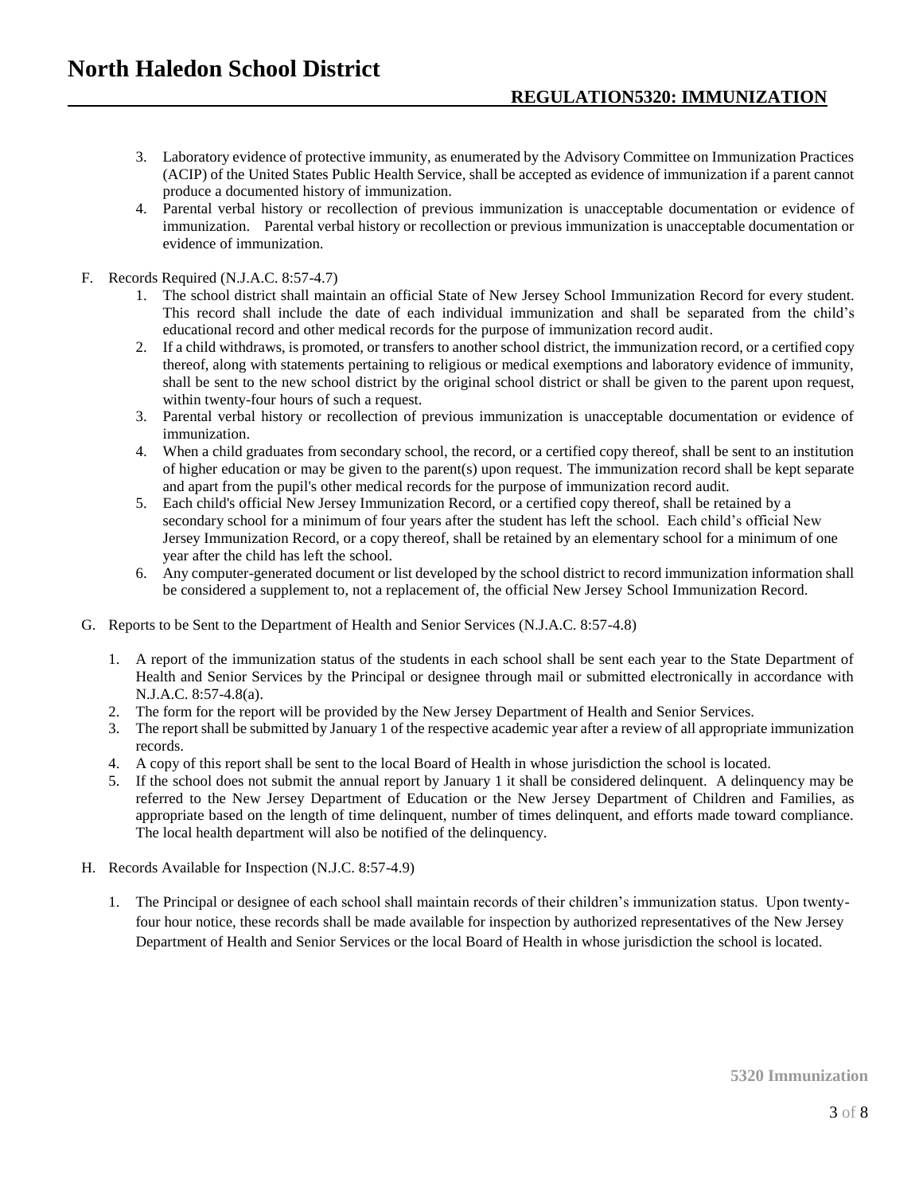3. Laboratory evidence of protective immunity, as enumerated by the Advisory Committee on Immunization Practices (ACIP) of the United States Public Health Service, shall be accepted as evidence of immunization if a parent cannot produce a documented history of immunization.
4. Parental verbal history or recollection of previous immunization is unacceptable documentation or evidence of immunization. Parental verbal history or recollection or previous immunization is unacceptable documentation or evidence of immunization.

F. Records Required (N.J.A.C. 8:57-4.7)

1. The school district shall maintain an official State of New Jersey School Immunization Record for every student. This record shall include the date of each individual immunization and shall be separated from the child's educational record and other medical records for the purpose of immunization record audit.
2. If a child withdraws, is promoted, or transfers to another school district, the immunization record, or a certified copy thereof, along with statements pertaining to religious or medical exemptions and laboratory evidence of immunity, shall be sent to the new school district by the original school district or shall be given to the parent upon request, within twenty-four hours of such a request.
3. Parental verbal history or recollection of previous immunization is unacceptable documentation or evidence of immunization.
4. When a child graduates from secondary school, the record, or a certified copy thereof, shall be sent to an institution of higher education or may be given to the parent(s) upon request. The immunization record shall be kept separate and apart from the pupil's other medical records for the purpose of immunization record audit.
5. Each child's official New Jersey Immunization Record, or a certified copy thereof, shall be retained by a secondary school for a minimum of four years after the student has left the school. Each child's official New Jersey Immunization Record, or a copy thereof, shall be retained by an elementary school for a minimum of one year after the child has left the school.
6. Any computer-generated document or list developed by the school district to record immunization information shall be considered a supplement to, not a replacement of, the official New Jersey School Immunization Record.

G. Reports to be Sent to the Department of Health and Senior Services (N.J.A.C. 8:57-4.8)

1. A report of the immunization status of the students in each school shall be sent each year to the State Department of Health and Senior Services by the Principal or designee through mail or submitted electronically in accordance with N.J.A.C. 8:57-4.8(a).
2. The form for the report will be provided by the New Jersey Department of Health and Senior Services.
3. The report shall be submitted by January 1 of the respective academic year after a review of all appropriate immunization records.
4. A copy of this report shall be sent to the local Board of Health in whose jurisdiction the school is located.
5. If the school does not submit the annual report by January 1 it shall be considered delinquent. A delinquency may be referred to the New Jersey Department of Education or the New Jersey Department of Children and Families, as appropriate based on the length of time delinquent, number of times delinquent, and efforts made toward compliance. The local health department will also be notified of the delinquency.

H. Records Available for Inspection (N.J.C. 8:57-4.9)

1. The Principal or designee of each school shall maintain records of their children's immunization status. Upon twenty-four hour notice, these records shall be made available for inspection by authorized representatives of the New Jersey Department of Health and Senior Services or the local Board of Health in whose jurisdiction the school is located.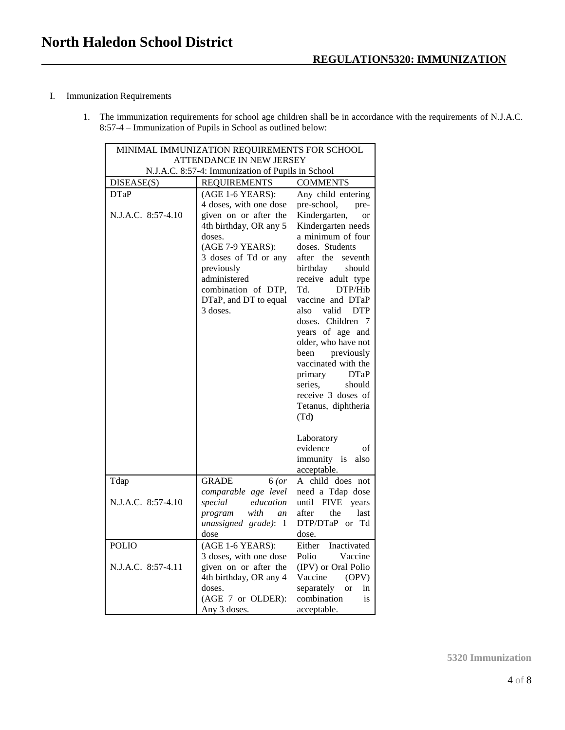# North Haledon School District

## REGULATION5320: IMMUNIZATION

I. Immunization Requirements

1. The immunization requirements for school age children shall be in accordance with the requirements of N.J.A.C. 8:57-4 – Immunization of Pupils in School as outlined below:

| MINIMAL IMMUNIZATION REQUIREMENTS FOR SCHOOL ATTENDANCE IN NEW JERSEY<br>N.J.A.C. 8:57-4: Immunization of Pupils in School | | |
|---|---|---|
| DISEASE(S) | REQUIREMENTS | COMMENTS |
| DTaP<br><br>N.J.A.C. 8:57-4.10 | (AGE 1-6 YEARS):<br>4 doses, with one dose given on or after the 4th birthday, OR any 5 doses.<br>(AGE 7-9 YEARS):<br>3 doses of Td or any previously administered combination of DTP, DTaP, and DT to equal 3 doses. | Any child entering pre-school, pre-Kindergarten, or Kindergarten needs a minimum of four doses. Students after the seventh birthday should receive adult type Td. DTP/Hib vaccine and DTaP also valid DTP doses. Children 7 years of age and older, who have not been previously vaccinated with the primary DTaP series, should receive 3 doses of Tetanus, diphtheria (Td**)**<br><br>Laboratory evidence of immunity is also acceptable. |
| Tdap<br><br>N.J.A.C. 8:57-4.10 | GRADE 6 *(or comparable age level special education program with an unassigned grade)*: 1 dose | A child does not need a Tdap dose until FIVE years after the last DTP/DTaP or Td dose. |
| POLIO<br><br>N.J.A.C. 8:57-4.11 | (AGE 1-6 YEARS):<br>3 doses, with one dose given on or after the 4th birthday, OR any 4 doses.<br>(AGE 7 or OLDER):<br>Any 3 doses. | Either Inactivated Polio Vaccine (IPV) or Oral Polio Vaccine (OPV) separately or in combination is acceptable. |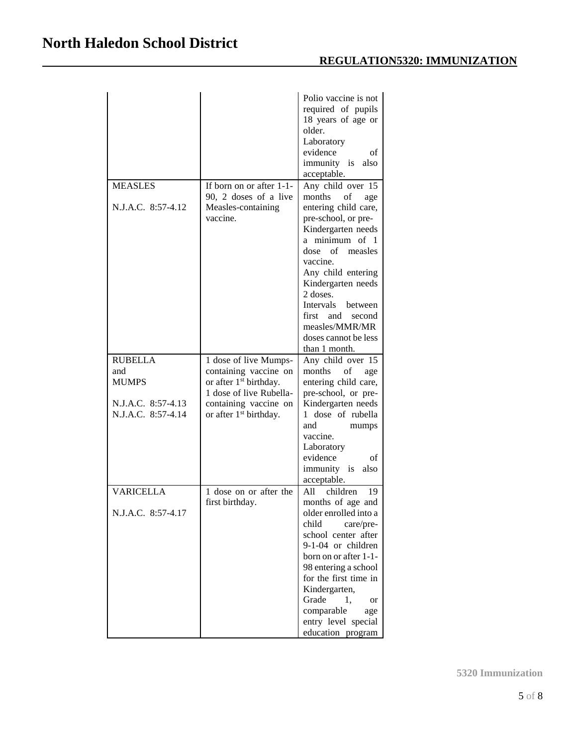| | | |
|---|---|---|
| | | Polio vaccine is not required of pupils 18 years of age or older.<br>Laboratory evidence of immunity is also acceptable. |
| MEASLES<br><br>N.J.A.C. 8:57-4.12 | If born on or after 1-1-90, 2 doses of a live Measles-containing vaccine. | Any child over 15 months of age entering child care, pre-school, or pre-Kindergarten needs a minimum of 1 dose of measles vaccine.<br>Any child entering Kindergarten needs 2 doses.<br>Intervals between first and second measles/MMR/MR doses cannot be less than 1 month. |
| RUBELLA and MUMPS<br><br>N.J.A.C. 8:57-4.13<br>N.J.A.C. 8:57-4.14 | 1 dose of live Mumps-containing vaccine on or after 1st birthday.<br>1 dose of live Rubella-containing vaccine on or after 1st birthday. | Any child over 15 months of age entering child care, pre-school, or pre-Kindergarten needs 1 dose of rubella and mumps vaccine.<br>Laboratory evidence of immunity is also acceptable. |
| VARICELLA<br><br>N.J.A.C. 8:57-4.17 | 1 dose on or after the first birthday. | All children 19 months of age and older enrolled into a child care/pre-school center after 9-1-04 or children born on or after 1-1-98 entering a school for the first time in Kindergarten, Grade 1, or comparable age entry level special education program |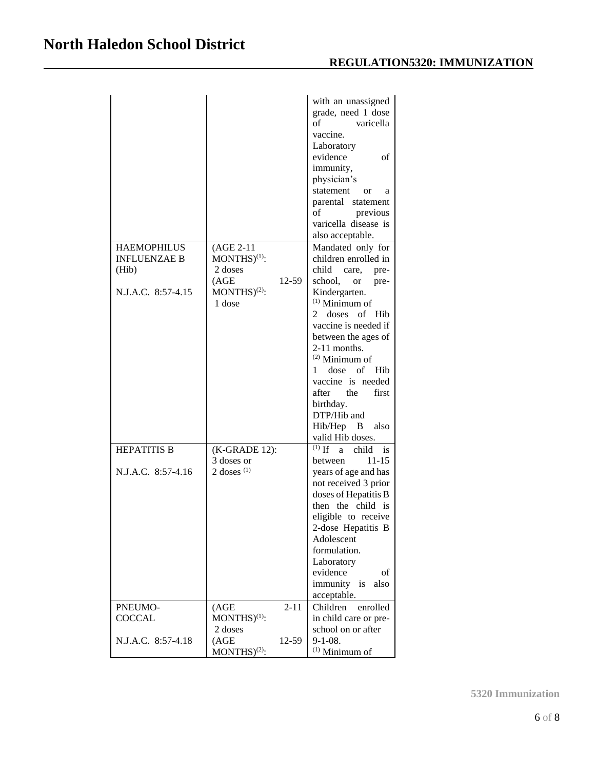| | | |
|---|---|---|
| | | with an unassigned grade, need 1 dose of varicella vaccine. Laboratory evidence of immunity, physician's statement or a parental statement of previous varicella disease is also acceptable. |
| HAEMOPHILUS INFLUENZAE B (Hib)<br><br>N.J.A.C. 8:57-4.15 | (AGE 2-11 MONTHS)(1): 2 doses<br>(AGE 12-59 MONTHS)(2): 1 dose | Mandated only for children enrolled in child care, pre-school, or pre-Kindergarten.<br>(1) Minimum of 2 doses of Hib vaccine is needed if between the ages of 2-11 months.<br>(2) Minimum of 1 dose of Hib vaccine is needed after the first birthday.<br>DTP/Hib and Hib/Hep B also valid Hib doses. |
| HEPATITIS B<br><br>N.J.A.C. 8:57-4.16 | (K-GRADE 12): 3 doses or 2 doses (1) | (1) If a child is between 11-15 years of age and has not received 3 prior doses of Hepatitis B then the child is eligible to receive 2-dose Hepatitis B Adolescent formulation. Laboratory evidence of immunity is also acceptable. |
| PNEUMO-COCCAL<br><br>N.J.A.C. 8:57-4.18 | (AGE 2-11 MONTHS)(1): 2 doses<br>(AGE 12-59 MONTHS)(2): | Children enrolled in child care or pre-school on or after 9-1-08.<br>(1) Minimum of |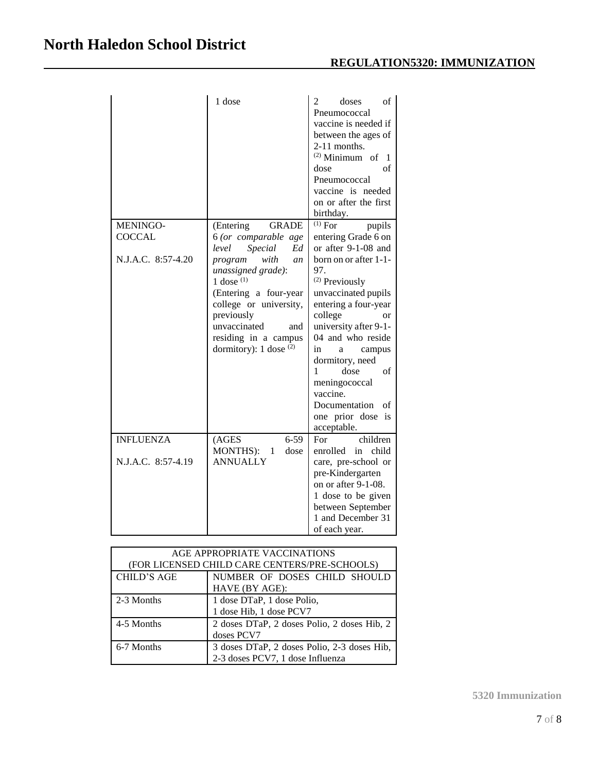| | | |
|---|---|---|
| | 1 dose | 2 doses of Pneumococcal vaccine is needed if between the ages of 2-11 months. (2) Minimum of 1 dose of Pneumococcal vaccine is needed on or after the first birthday. |
| MENINGO-COCCAL<br><br>N.J.A.C. 8:57-4.20 | (Entering GRADE 6 *(or comparable age level Special Ed program with an unassigned grade)*: 1 dose (1)<br>(Entering a four-year college or university, previously unvaccinated and residing in a campus dormitory): 1 dose (2) | (1) For pupils entering Grade 6 on or after 9-1-08 and born on or after 1-1-97.<br>(2) Previously unvaccinated pupils entering a four-year college or university after 9-1-04 and who reside in a campus dormitory, need 1 dose of meningococcal vaccine. Documentation of one prior dose is acceptable. |
| INFLUENZA<br><br>N.J.A.C. 8:57-4.19 | (AGES 6-59 MONTHS): 1 dose ANNUALLY | For children enrolled in child care, pre-school or pre-Kindergarten on or after 9-1-08. 1 dose to be given between September 1 and December 31 of each year. |

| AGE APPROPRIATE VACCINATIONS (FOR LICENSED CHILD CARE CENTERS/PRE-SCHOOLS) | |
|---|---|
| CHILD'S AGE | NUMBER OF DOSES CHILD SHOULD HAVE (BY AGE): |
| 2-3 Months | 1 dose DTaP, 1 dose Polio, 1 dose Hib, 1 dose PCV7 |
| 4-5 Months | 2 doses DTaP, 2 doses Polio, 2 doses Hib, 2 doses PCV7 |
| 6-7 Months | 3 doses DTaP, 2 doses Polio, 2-3 doses Hib, 2-3 doses PCV7, 1 dose Influenza |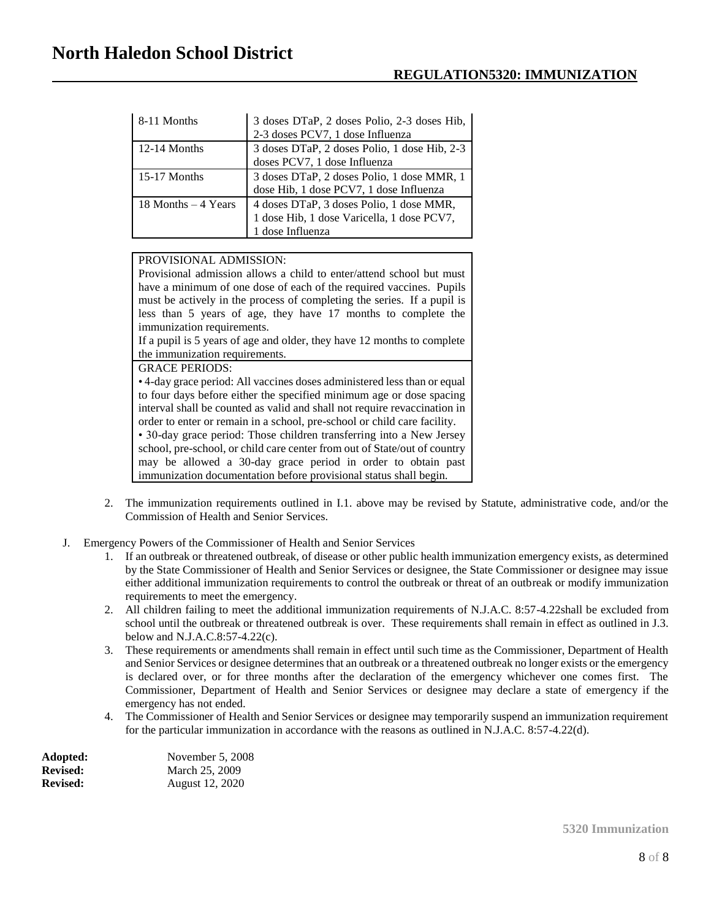| | |
|---|---|
| 8-11 Months | 3 doses DTaP, 2 doses Polio, 2-3 doses Hib, 2-3 doses PCV7, 1 dose Influenza |
| 12-14 Months | 3 doses DTaP, 2 doses Polio, 1 dose Hib, 2-3 doses PCV7, 1 dose Influenza |
| 15-17 Months | 3 doses DTaP, 2 doses Polio, 1 dose MMR, 1 dose Hib, 1 dose PCV7, 1 dose Influenza |
| 18 Months – 4 Years | 4 doses DTaP, 3 doses Polio, 1 dose MMR, 1 dose Hib, 1 dose Varicella, 1 dose PCV7, 1 dose Influenza |

PROVISIONAL ADMISSION:
Provisional admission allows a child to enter/attend school but must have a minimum of one dose of each of the required vaccines. Pupils must be actively in the process of completing the series. If a pupil is less than 5 years of age, they have 17 months to complete the immunization requirements.
If a pupil is 5 years of age and older, they have 12 months to complete the immunization requirements.

GRACE PERIODS:
• 4-day grace period: All vaccines doses administered less than or equal to four days before either the specified minimum age or dose spacing interval shall be counted as valid and shall not require revaccination in order to enter or remain in a school, pre-school or child care facility.
• 30-day grace period: Those children transferring into a New Jersey school, pre-school, or child care center from out of State/out of country may be allowed a 30-day grace period in order to obtain past immunization documentation before provisional status shall begin.

2. The immunization requirements outlined in I.1. above may be revised by Statute, administrative code, and/or the Commission of Health and Senior Services.

J. Emergency Powers of the Commissioner of Health and Senior Services
   1. If an outbreak or threatened outbreak, of disease or other public health immunization emergency exists, as determined by the State Commissioner of Health and Senior Services or designee, the State Commissioner or designee may issue either additional immunization requirements to control the outbreak or threat of an outbreak or modify immunization requirements to meet the emergency.
   2. All children failing to meet the additional immunization requirements of N.J.A.C. 8:57-4.22shall be excluded from school until the outbreak or threatened outbreak is over. These requirements shall remain in effect as outlined in J.3. below and N.J.A.C.8:57-4.22(c).
   3. These requirements or amendments shall remain in effect until such time as the Commissioner, Department of Health and Senior Services or designee determines that an outbreak or a threatened outbreak no longer exists or the emergency is declared over, or for three months after the declaration of the emergency whichever one comes first. The Commissioner, Department of Health and Senior Services or designee may declare a state of emergency if the emergency has not ended.
   4. The Commissioner of Health and Senior Services or designee may temporarily suspend an immunization requirement for the particular immunization in accordance with the reasons as outlined in N.J.A.C. 8:57-4.22(d).

**Adopted:** November 5, 2008
**Revised:** March 25, 2009
**Revised:** August 12, 2020